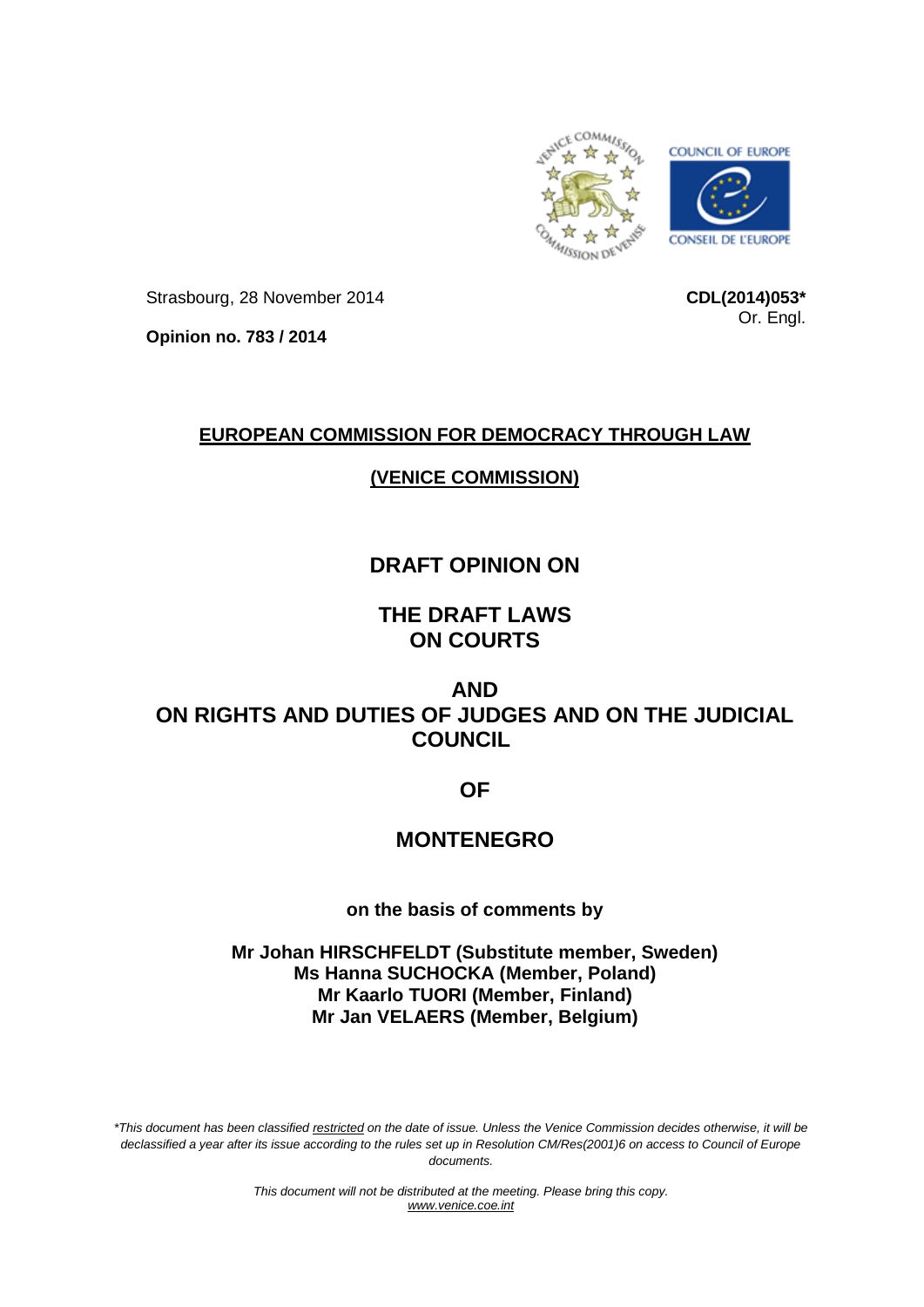Strasbourg, 28 November 2014

**CDL(2014)053***

Or. Engl.

**Opinion no. 783 / 2014**

## EUROPEAN COMMISSION FOR DEMOCRACY THROUGH LAW

## (VENICE COMMISSION)

# DRAFT OPINION ON

# THE DRAFT LAWS ON COURTS

# AND ON RIGHTS AND DUTIES OF JUDGES AND ON THE JUDICIAL COUNCIL

# OF

# MONTENEGRO

**on the basis of comments by**

**Mr Johan HIRSCHFELDT (Substitute member, Sweden)**
**Ms Hanna SUCHOCKA (Member, Poland)**
**Mr Kaarlo TUORI (Member, Finland)**
**Mr Jan VELAERS (Member, Belgium)**

*\*This document has been classified restricted on the date of issue. Unless the Venice Commission decides otherwise, it will be declassified a year after its issue according to the rules set up in Resolution CM/Res(2001)6 on access to Council of Europe documents.*

*This document will not be distributed at the meeting. Please bring this copy.*
*www.venice.coe.int*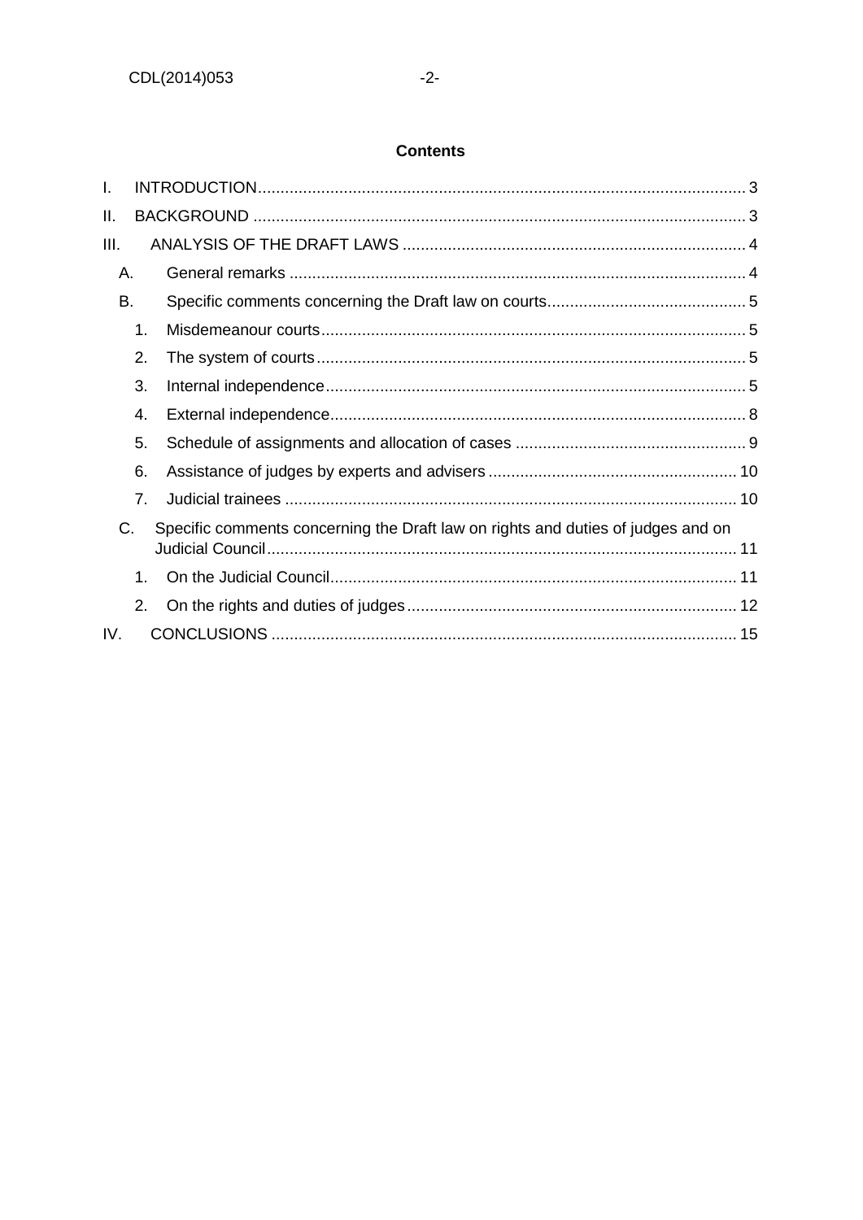**Contents**

I. INTRODUCTION ........................................................................................................... 3

II. BACKGROUND ............................................................................................................ 3

III. ANALYSIS OF THE DRAFT LAWS ........................................................................... 4

- A. General remarks .................................................................................................... 4
- B. Specific comments concerning the Draft law on courts............................................ 5
  1. Misdemeanour courts.............................................................................................. 5
  2. The system of courts............................................................................................... 5
  3. Internal independence............................................................................................. 5
  4. External independence............................................................................................ 8
  5. Schedule of assignments and allocation of cases ................................................... 9
  6. Assistance of judges by experts and advisers ....................................................... 10
  7. Judicial trainees .................................................................................................... 10
- C. Specific comments concerning the Draft law on rights and duties of judges and on Judicial Council......................................................................................................... 11
  1. On the Judicial Council.......................................................................................... 11
  2. On the rights and duties of judges......................................................................... 12

IV. CONCLUSIONS ....................................................................................................... 15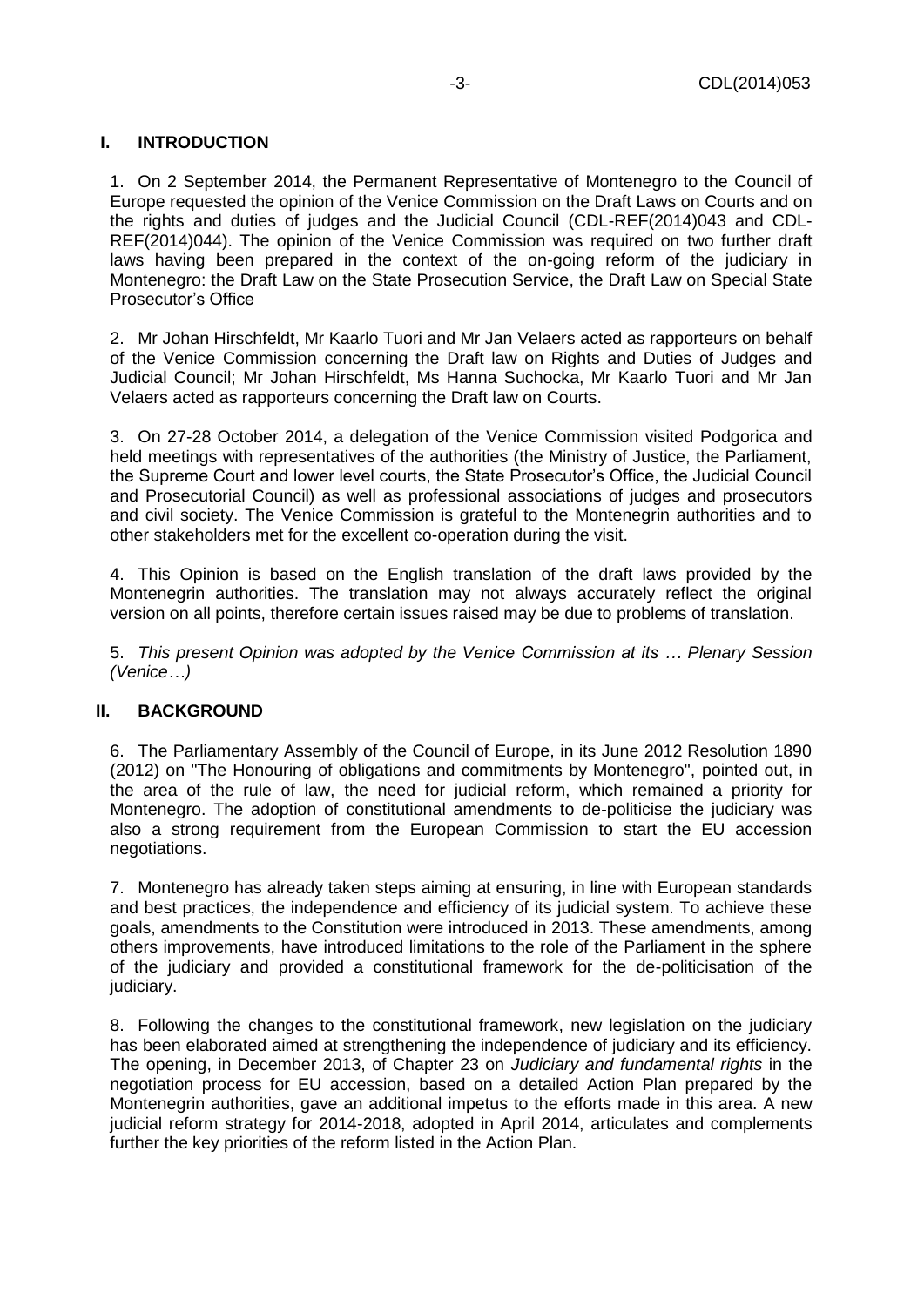## I. INTRODUCTION

1. On 2 September 2014, the Permanent Representative of Montenegro to the Council of Europe requested the opinion of the Venice Commission on the Draft Laws on Courts and on the rights and duties of judges and the Judicial Council (CDL-REF(2014)043 and CDL-REF(2014)044). The opinion of the Venice Commission was required on two further draft laws having been prepared in the context of the on-going reform of the judiciary in Montenegro: the Draft Law on the State Prosecution Service, the Draft Law on Special State Prosecutor's Office

2. Mr Johan Hirschfeldt, Mr Kaarlo Tuori and Mr Jan Velaers acted as rapporteurs on behalf of the Venice Commission concerning the Draft law on Rights and Duties of Judges and Judicial Council; Mr Johan Hirschfeldt, Ms Hanna Suchocka, Mr Kaarlo Tuori and Mr Jan Velaers acted as rapporteurs concerning the Draft law on Courts.

3. On 27-28 October 2014, a delegation of the Venice Commission visited Podgorica and held meetings with representatives of the authorities (the Ministry of Justice, the Parliament, the Supreme Court and lower level courts, the State Prosecutor's Office, the Judicial Council and Prosecutorial Council) as well as professional associations of judges and prosecutors and civil society. The Venice Commission is grateful to the Montenegrin authorities and to other stakeholders met for the excellent co-operation during the visit.

4. This Opinion is based on the English translation of the draft laws provided by the Montenegrin authorities. The translation may not always accurately reflect the original version on all points, therefore certain issues raised may be due to problems of translation.

5. *This present Opinion was adopted by the Venice Commission at its … Plenary Session (Venice…)*

## II. BACKGROUND

6. The Parliamentary Assembly of the Council of Europe, in its June 2012 Resolution 1890 (2012) on "The Honouring of obligations and commitments by Montenegro", pointed out, in the area of the rule of law, the need for judicial reform, which remained a priority for Montenegro. The adoption of constitutional amendments to de-politicise the judiciary was also a strong requirement from the European Commission to start the EU accession negotiations.

7. Montenegro has already taken steps aiming at ensuring, in line with European standards and best practices, the independence and efficiency of its judicial system. To achieve these goals, amendments to the Constitution were introduced in 2013. These amendments, among others improvements, have introduced limitations to the role of the Parliament in the sphere of the judiciary and provided a constitutional framework for the de-politicisation of the judiciary.

8. Following the changes to the constitutional framework, new legislation on the judiciary has been elaborated aimed at strengthening the independence of judiciary and its efficiency. The opening, in December 2013, of Chapter 23 on *Judiciary and fundamental rights* in the negotiation process for EU accession, based on a detailed Action Plan prepared by the Montenegrin authorities, gave an additional impetus to the efforts made in this area. A new judicial reform strategy for 2014-2018, adopted in April 2014, articulates and complements further the key priorities of the reform listed in the Action Plan.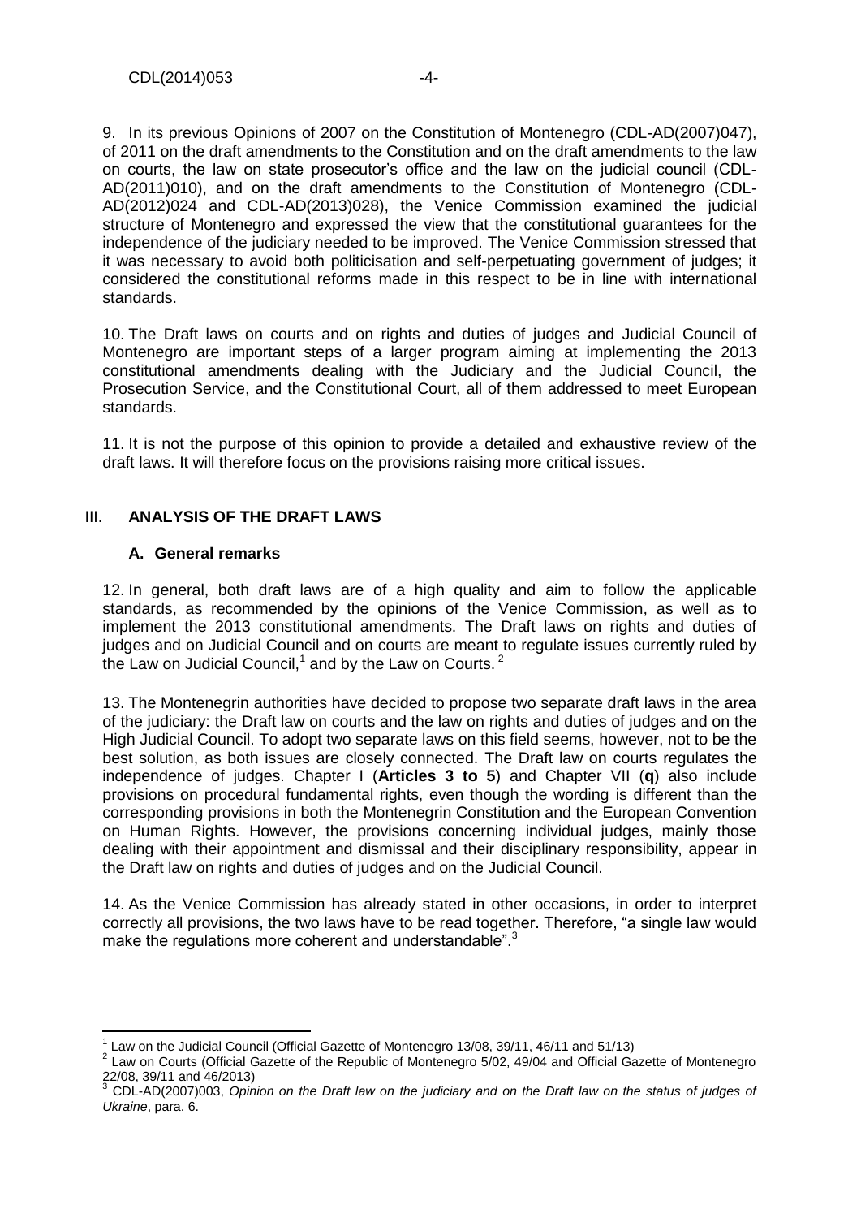9. In its previous Opinions of 2007 on the Constitution of Montenegro (CDL-AD(2007)047), of 2011 on the draft amendments to the Constitution and on the draft amendments to the law on courts, the law on state prosecutor's office and the law on the judicial council (CDL-AD(2011)010), and on the draft amendments to the Constitution of Montenegro (CDL-AD(2012)024 and CDL-AD(2013)028), the Venice Commission examined the judicial structure of Montenegro and expressed the view that the constitutional guarantees for the independence of the judiciary needed to be improved. The Venice Commission stressed that it was necessary to avoid both politicisation and self-perpetuating government of judges; it considered the constitutional reforms made in this respect to be in line with international standards.

10. The Draft laws on courts and on rights and duties of judges and Judicial Council of Montenegro are important steps of a larger program aiming at implementing the 2013 constitutional amendments dealing with the Judiciary and the Judicial Council, the Prosecution Service, and the Constitutional Court, all of them addressed to meet European standards.

11. It is not the purpose of this opinion to provide a detailed and exhaustive review of the draft laws. It will therefore focus on the provisions raising more critical issues.

## III. ANALYSIS OF THE DRAFT LAWS

### A. General remarks

12. In general, both draft laws are of a high quality and aim to follow the applicable standards, as recommended by the opinions of the Venice Commission, as well as to implement the 2013 constitutional amendments. The Draft laws on rights and duties of judges and on Judicial Council and on courts are meant to regulate issues currently ruled by the Law on Judicial Council,[1] and by the Law on Courts. [2]

13. The Montenegrin authorities have decided to propose two separate draft laws in the area of the judiciary: the Draft law on courts and the law on rights and duties of judges and on the High Judicial Council. To adopt two separate laws on this field seems, however, not to be the best solution, as both issues are closely connected. The Draft law on courts regulates the independence of judges. Chapter I (**Articles 3 to 5**) and Chapter VII (**q**) also include provisions on procedural fundamental rights, even though the wording is different than the corresponding provisions in both the Montenegrin Constitution and the European Convention on Human Rights. However, the provisions concerning individual judges, mainly those dealing with their appointment and dismissal and their disciplinary responsibility, appear in the Draft law on rights and duties of judges and on the Judicial Council.

14. As the Venice Commission has already stated in other occasions, in order to interpret correctly all provisions, the two laws have to be read together. Therefore, "a single law would make the regulations more coherent and understandable".[3]

---

[1] Law on the Judicial Council (Official Gazette of Montenegro 13/08, 39/11, 46/11 and 51/13)

[2] Law on Courts (Official Gazette of the Republic of Montenegro 5/02, 49/04 and Official Gazette of Montenegro 22/08, 39/11 and 46/2013)

[3] CDL-AD(2007)003, *Opinion on the Draft law on the judiciary and on the Draft law on the status of judges of Ukraine*, para. 6.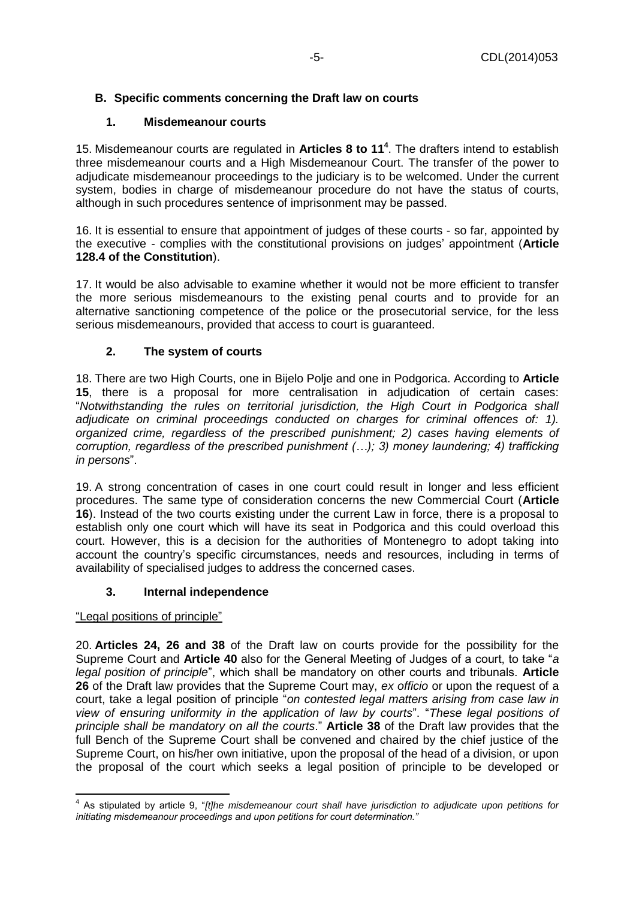### B. Specific comments concerning the Draft law on courts

#### 1. Misdemeanour courts

15. Misdemeanour courts are regulated in **Articles 8 to 11**[4]. The drafters intend to establish three misdemeanour courts and a High Misdemeanour Court. The transfer of the power to adjudicate misdemeanour proceedings to the judiciary is to be welcomed. Under the current system, bodies in charge of misdemeanour procedure do not have the status of courts, although in such procedures sentence of imprisonment may be passed.

16. It is essential to ensure that appointment of judges of these courts - so far, appointed by the executive - complies with the constitutional provisions on judges' appointment (**Article 128.4 of the Constitution**).

17. It would be also advisable to examine whether it would not be more efficient to transfer the more serious misdemeanours to the existing penal courts and to provide for an alternative sanctioning competence of the police or the prosecutorial service, for the less serious misdemeanours, provided that access to court is guaranteed.

#### 2. The system of courts

18. There are two High Courts, one in Bijelo Polje and one in Podgorica. According to **Article 15**, there is a proposal for more centralisation in adjudication of certain cases: "*Notwithstanding the rules on territorial jurisdiction, the High Court in Podgorica shall adjudicate on criminal proceedings conducted on charges for criminal offences of: 1). organized crime, regardless of the prescribed punishment; 2) cases having elements of corruption, regardless of the prescribed punishment (…); 3) money laundering; 4) trafficking in persons*".

19. A strong concentration of cases in one court could result in longer and less efficient procedures. The same type of consideration concerns the new Commercial Court (**Article 16**). Instead of the two courts existing under the current Law in force, there is a proposal to establish only one court which will have its seat in Podgorica and this could overload this court. However, this is a decision for the authorities of Montenegro to adopt taking into account the country's specific circumstances, needs and resources, including in terms of availability of specialised judges to address the concerned cases.

#### 3. Internal independence

<u>"Legal positions of principle"</u>

20. **Articles 24, 26 and 38** of the Draft law on courts provide for the possibility for the Supreme Court and **Article 40** also for the General Meeting of Judges of a court, to take "*a legal position of principle*", which shall be mandatory on other courts and tribunals. **Article 26** of the Draft law provides that the Supreme Court may, *ex officio* or upon the request of a court, take a legal position of principle "*on contested legal matters arising from case law in view of ensuring uniformity in the application of law by courts*". "*These legal positions of principle shall be mandatory on all the courts*." **Article 38** of the Draft law provides that the full Bench of the Supreme Court shall be convened and chaired by the chief justice of the Supreme Court, on his/her own initiative, upon the proposal of the head of a division, or upon the proposal of the court which seeks a legal position of principle to be developed or

---

[4] As stipulated by article 9, "*[t]he misdemeanour court shall have jurisdiction to adjudicate upon petitions for initiating misdemeanour proceedings and upon petitions for court determination.*"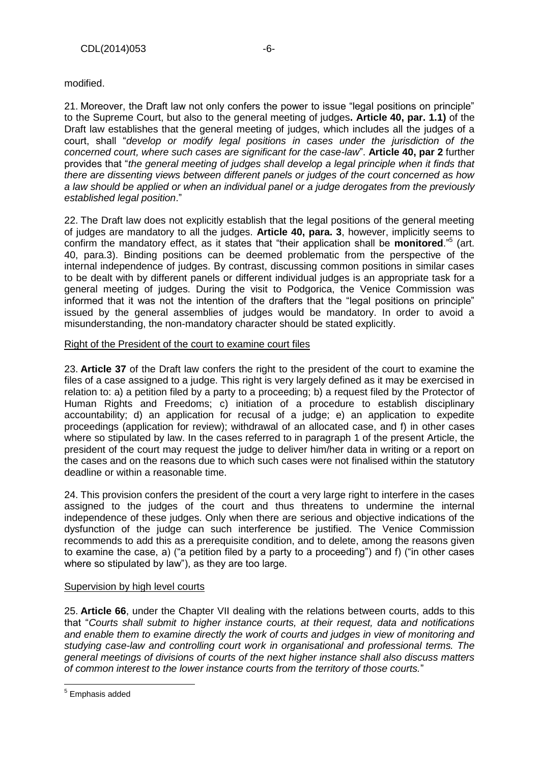modified.

21. Moreover, the Draft law not only confers the power to issue "legal positions on principle" to the Supreme Court, but also to the general meeting of judges**. Article 40, par. 1.1)** of the Draft law establishes that the general meeting of judges, which includes all the judges of a court, shall "*develop or modify legal positions in cases under the jurisdiction of the concerned court, where such cases are significant for the case-law*". **Article 40, par 2** further provides that "*the general meeting of judges shall develop a legal principle when it finds that there are dissenting views between different panels or judges of the court concerned as how a law should be applied or when an individual panel or a judge derogates from the previously established legal position*."

22. The Draft law does not explicitly establish that the legal positions of the general meeting of judges are mandatory to all the judges. **Article 40, para. 3**, however, implicitly seems to confirm the mandatory effect, as it states that "their application shall be **monitored**."[5] (art. 40, para.3). Binding positions can be deemed problematic from the perspective of the internal independence of judges. By contrast, discussing common positions in similar cases to be dealt with by different panels or different individual judges is an appropriate task for a general meeting of judges. During the visit to Podgorica, the Venice Commission was informed that it was not the intention of the drafters that the "legal positions on principle" issued by the general assemblies of judges would be mandatory. In order to avoid a misunderstanding, the non-mandatory character should be stated explicitly.

Right of the President of the court to examine court files

23. **Article 37** of the Draft law confers the right to the president of the court to examine the files of a case assigned to a judge. This right is very largely defined as it may be exercised in relation to: a) a petition filed by a party to a proceeding; b) a request filed by the Protector of Human Rights and Freedoms; c) initiation of a procedure to establish disciplinary accountability; d) an application for recusal of a judge; e) an application to expedite proceedings (application for review); withdrawal of an allocated case, and f) in other cases where so stipulated by law. In the cases referred to in paragraph 1 of the present Article, the president of the court may request the judge to deliver him/her data in writing or a report on the cases and on the reasons due to which such cases were not finalised within the statutory deadline or within a reasonable time.

24. This provision confers the president of the court a very large right to interfere in the cases assigned to the judges of the court and thus threatens to undermine the internal independence of these judges. Only when there are serious and objective indications of the dysfunction of the judge can such interference be justified. The Venice Commission recommends to add this as a prerequisite condition, and to delete, among the reasons given to examine the case, a) ("a petition filed by a party to a proceeding") and f) ("in other cases where so stipulated by law"), as they are too large.

Supervision by high level courts

25. **Article 66**, under the Chapter VII dealing with the relations between courts, adds to this that "*Courts shall submit to higher instance courts, at their request, data and notifications and enable them to examine directly the work of courts and judges in view of monitoring and studying case-law and controlling court work in organisational and professional terms. The general meetings of divisions of courts of the next higher instance shall also discuss matters of common interest to the lower instance courts from the territory of those courts.*"

[5] Emphasis added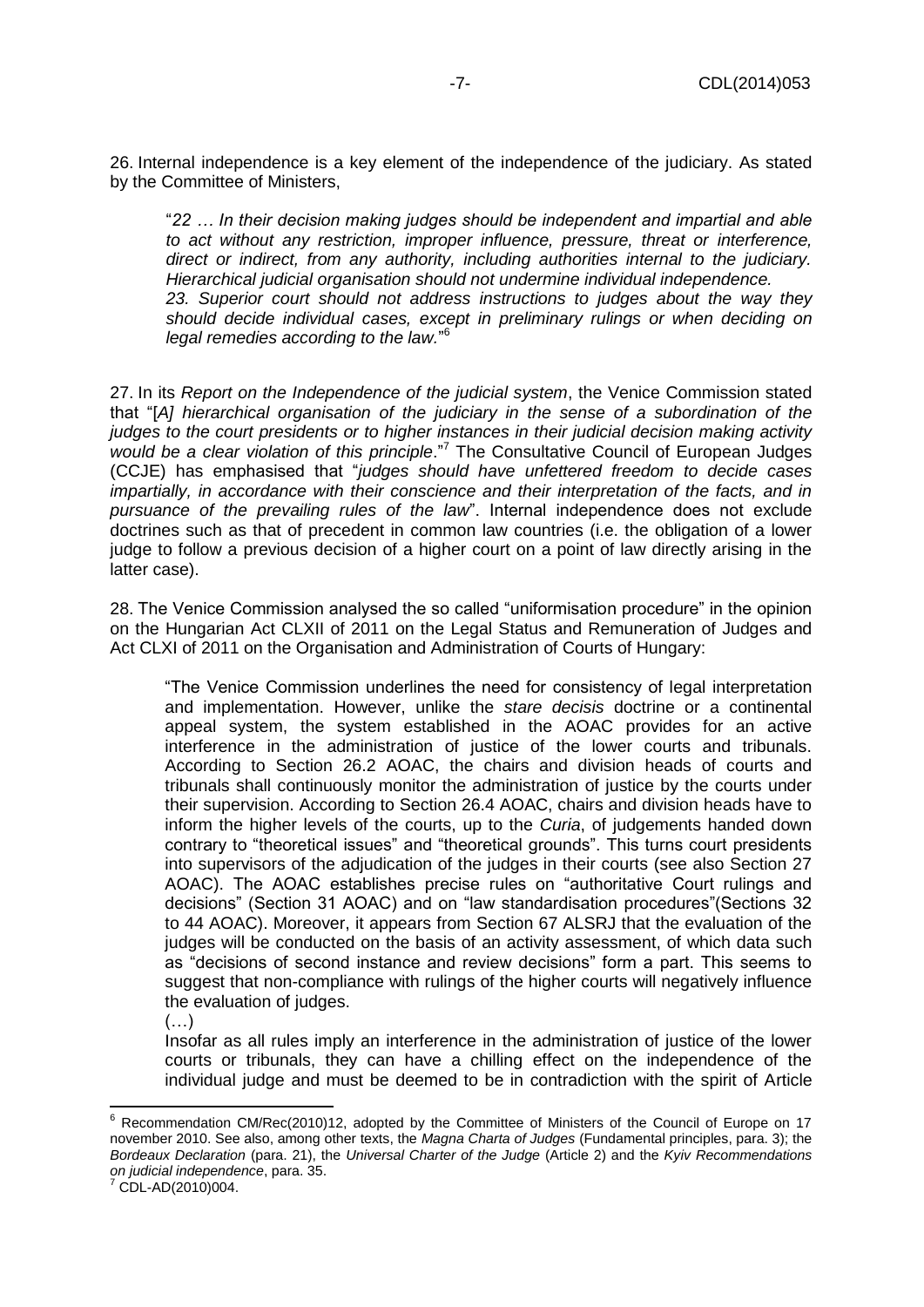26. Internal independence is a key element of the independence of the judiciary. As stated by the Committee of Ministers,

> "*22 … In their decision making judges should be independent and impartial and able to act without any restriction, improper influence, pressure, threat or interference, direct or indirect, from any authority, including authorities internal to the judiciary. Hierarchical judicial organisation should not undermine individual independence.*
> *23. Superior court should not address instructions to judges about the way they should decide individual cases, except in preliminary rulings or when deciding on legal remedies according to the law.*"[6]

27. In its *Report on the Independence of the judicial system*, the Venice Commission stated that "[*A] hierarchical organisation of the judiciary in the sense of a subordination of the judges to the court presidents or to higher instances in their judicial decision making activity would be a clear violation of this principle*."[7] The Consultative Council of European Judges (CCJE) has emphasised that "*judges should have unfettered freedom to decide cases impartially, in accordance with their conscience and their interpretation of the facts, and in pursuance of the prevailing rules of the law*". Internal independence does not exclude doctrines such as that of precedent in common law countries (i.e. the obligation of a lower judge to follow a previous decision of a higher court on a point of law directly arising in the latter case).

28. The Venice Commission analysed the so called "uniformisation procedure" in the opinion on the Hungarian Act CLXII of 2011 on the Legal Status and Remuneration of Judges and Act CLXI of 2011 on the Organisation and Administration of Courts of Hungary:

> "The Venice Commission underlines the need for consistency of legal interpretation and implementation. However, unlike the *stare decisis* doctrine or a continental appeal system, the system established in the AOAC provides for an active interference in the administration of justice of the lower courts and tribunals. According to Section 26.2 AOAC, the chairs and division heads of courts and tribunals shall continuously monitor the administration of justice by the courts under their supervision. According to Section 26.4 AOAC, chairs and division heads have to inform the higher levels of the courts, up to the *Curia*, of judgements handed down contrary to "theoretical issues" and "theoretical grounds". This turns court presidents into supervisors of the adjudication of the judges in their courts (see also Section 27 AOAC). The AOAC establishes precise rules on "authoritative Court rulings and decisions" (Section 31 AOAC) and on "law standardisation procedures"(Sections 32 to 44 AOAC). Moreover, it appears from Section 67 ALSRJ that the evaluation of the judges will be conducted on the basis of an activity assessment, of which data such as "decisions of second instance and review decisions" form a part. This seems to suggest that non-compliance with rulings of the higher courts will negatively influence the evaluation of judges.
> (…)
> Insofar as all rules imply an interference in the administration of justice of the lower courts or tribunals, they can have a chilling effect on the independence of the individual judge and must be deemed to be in contradiction with the spirit of Article

---

[6] Recommendation CM/Rec(2010)12, adopted by the Committee of Ministers of the Council of Europe on 17 november 2010. See also, among other texts, the *Magna Charta of Judges* (Fundamental principles, para. 3); the *Bordeaux Declaration* (para. 21), the *Universal Charter of the Judge* (Article 2) and the *Kyiv Recommendations on judicial independence*, para. 35.

[7] CDL-AD(2010)004.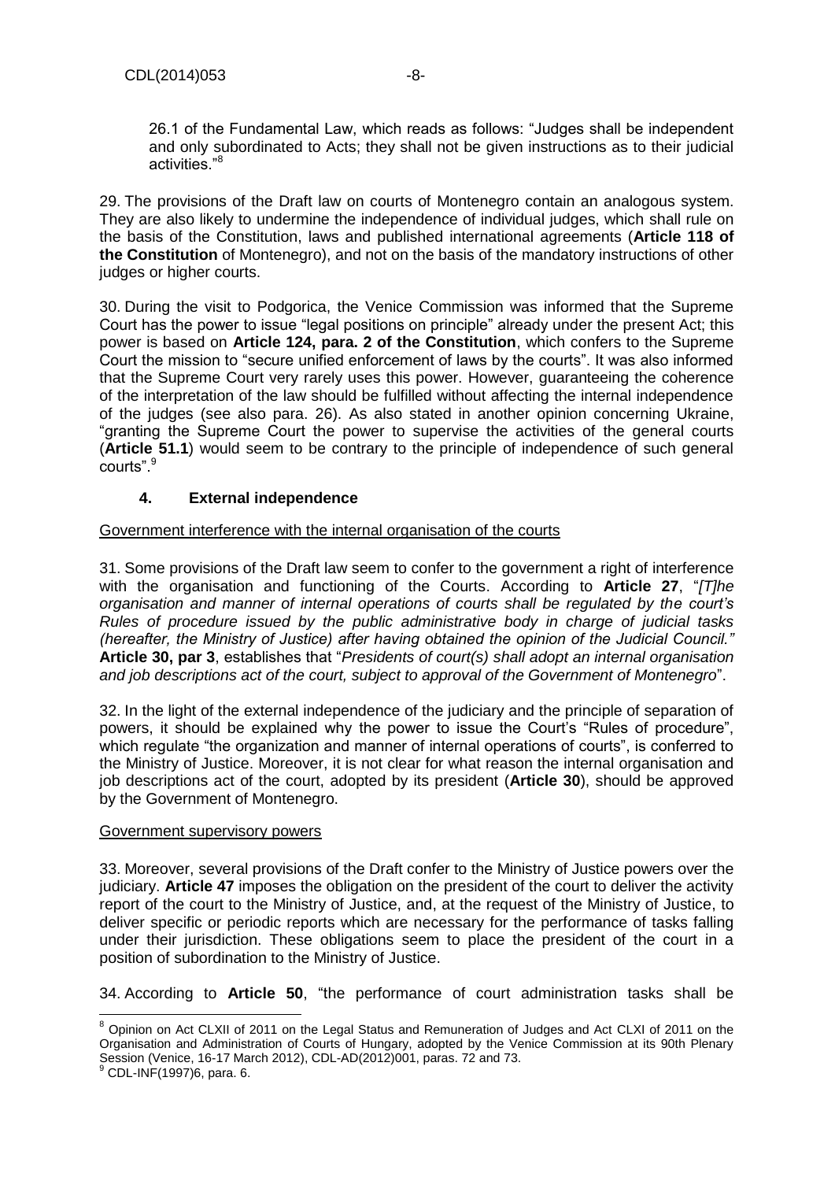26.1 of the Fundamental Law, which reads as follows: "Judges shall be independent and only subordinated to Acts; they shall not be given instructions as to their judicial activities."[8]

29. The provisions of the Draft law on courts of Montenegro contain an analogous system. They are also likely to undermine the independence of individual judges, which shall rule on the basis of the Constitution, laws and published international agreements (**Article 118 of the Constitution** of Montenegro), and not on the basis of the mandatory instructions of other judges or higher courts.

30. During the visit to Podgorica, the Venice Commission was informed that the Supreme Court has the power to issue "legal positions on principle" already under the present Act; this power is based on **Article 124, para. 2 of the Constitution**, which confers to the Supreme Court the mission to "secure unified enforcement of laws by the courts". It was also informed that the Supreme Court very rarely uses this power. However, guaranteeing the coherence of the interpretation of the law should be fulfilled without affecting the internal independence of the judges (see also para. 26). As also stated in another opinion concerning Ukraine, "granting the Supreme Court the power to supervise the activities of the general courts (**Article 51.1**) would seem to be contrary to the principle of independence of such general courts".[9]

## 4. External independence

Government interference with the internal organisation of the courts

31. Some provisions of the Draft law seem to confer to the government a right of interference with the organisation and functioning of the Courts. According to **Article 27**, "*[T]he organisation and manner of internal operations of courts shall be regulated by the court's Rules of procedure issued by the public administrative body in charge of judicial tasks (hereafter, the Ministry of Justice) after having obtained the opinion of the Judicial Council."* **Article 30, par 3**, establishes that "*Presidents of court(s) shall adopt an internal organisation and job descriptions act of the court, subject to approval of the Government of Montenegro*".

32. In the light of the external independence of the judiciary and the principle of separation of powers, it should be explained why the power to issue the Court's "Rules of procedure", which regulate "the organization and manner of internal operations of courts", is conferred to the Ministry of Justice. Moreover, it is not clear for what reason the internal organisation and job descriptions act of the court, adopted by its president (**Article 30**), should be approved by the Government of Montenegro.

Government supervisory powers

33. Moreover, several provisions of the Draft confer to the Ministry of Justice powers over the judiciary. **Article 47** imposes the obligation on the president of the court to deliver the activity report of the court to the Ministry of Justice, and, at the request of the Ministry of Justice, to deliver specific or periodic reports which are necessary for the performance of tasks falling under their jurisdiction. These obligations seem to place the president of the court in a position of subordination to the Ministry of Justice.

34. According to **Article 50**, "the performance of court administration tasks shall be

---

[8] Opinion on Act CLXII of 2011 on the Legal Status and Remuneration of Judges and Act CLXI of 2011 on the Organisation and Administration of Courts of Hungary, adopted by the Venice Commission at its 90th Plenary Session (Venice, 16-17 March 2012), CDL-AD(2012)001, paras. 72 and 73.

[9] CDL-INF(1997)6, para. 6.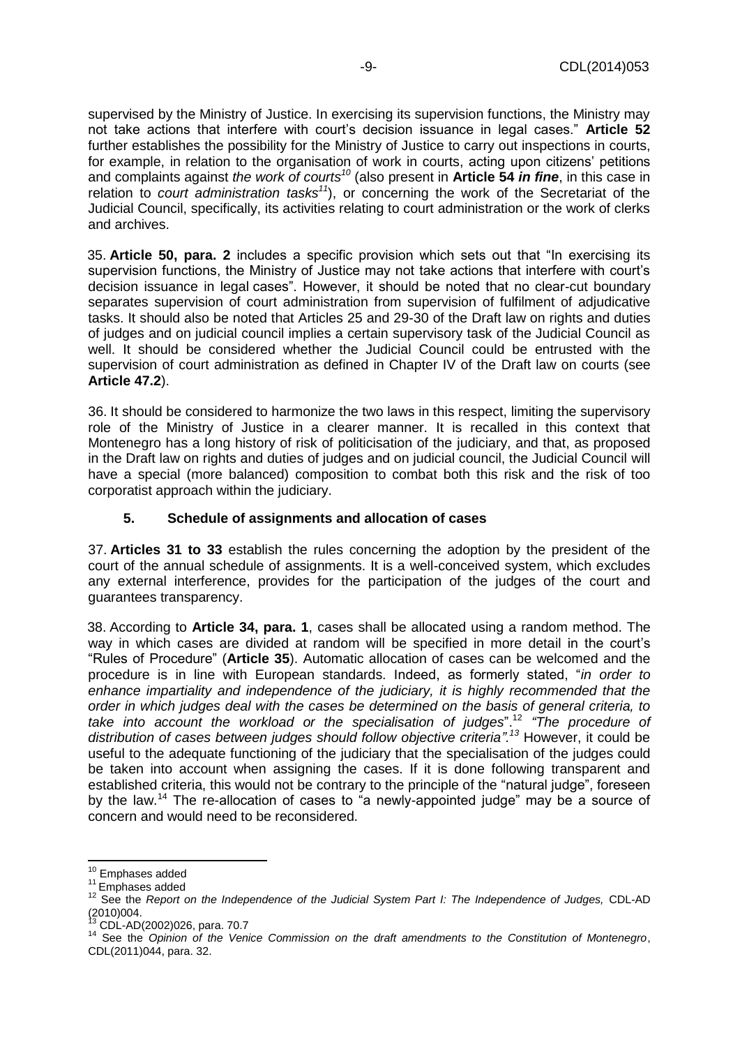supervised by the Ministry of Justice. In exercising its supervision functions, the Ministry may not take actions that interfere with court's decision issuance in legal cases." **Article 52** further establishes the possibility for the Ministry of Justice to carry out inspections in courts, for example, in relation to the organisation of work in courts, acting upon citizens' petitions and complaints against *the work of courts*[10] (also present in **Article 54 *in fine***, in this case in relation to *court administration tasks*[11]), or concerning the work of the Secretariat of the Judicial Council, specifically, its activities relating to court administration or the work of clerks and archives.

35. **Article 50, para. 2** includes a specific provision which sets out that "In exercising its supervision functions, the Ministry of Justice may not take actions that interfere with court's decision issuance in legal cases". However, it should be noted that no clear-cut boundary separates supervision of court administration from supervision of fulfilment of adjudicative tasks. It should also be noted that Articles 25 and 29-30 of the Draft law on rights and duties of judges and on judicial council implies a certain supervisory task of the Judicial Council as well. It should be considered whether the Judicial Council could be entrusted with the supervision of court administration as defined in Chapter IV of the Draft law on courts (see **Article 47.2**).

36. It should be considered to harmonize the two laws in this respect, limiting the supervisory role of the Ministry of Justice in a clearer manner. It is recalled in this context that Montenegro has a long history of risk of politicisation of the judiciary, and that, as proposed in the Draft law on rights and duties of judges and on judicial council, the Judicial Council will have a special (more balanced) composition to combat both this risk and the risk of too corporatist approach within the judiciary.

### 5. Schedule of assignments and allocation of cases

37. **Articles 31 to 33** establish the rules concerning the adoption by the president of the court of the annual schedule of assignments. It is a well-conceived system, which excludes any external interference, provides for the participation of the judges of the court and guarantees transparency.

38. According to **Article 34, para. 1**, cases shall be allocated using a random method. The way in which cases are divided at random will be specified in more detail in the court's "Rules of Procedure" (**Article 35**). Automatic allocation of cases can be welcomed and the procedure is in line with European standards. Indeed, as formerly stated, "*in order to enhance impartiality and independence of the judiciary, it is highly recommended that the order in which judges deal with the cases be determined on the basis of general criteria, to take into account the workload or the specialisation of judges*".[12] *"The procedure of distribution of cases between judges should follow objective criteria".*[13] However, it could be useful to the adequate functioning of the judiciary that the specialisation of the judges could be taken into account when assigning the cases. If it is done following transparent and established criteria, this would not be contrary to the principle of the "natural judge", foreseen by the law.[14] The re-allocation of cases to "a newly-appointed judge" may be a source of concern and would need to be reconsidered.

---

[10] Emphases added

[11] Emphases added

[12] See the *Report on the Independence of the Judicial System Part I: The Independence of Judges,* CDL-AD (2010)004.

[13] CDL-AD(2002)026, para. 70.7

[14] See the *Opinion of the Venice Commission on the draft amendments to the Constitution of Montenegro*, CDL(2011)044, para. 32.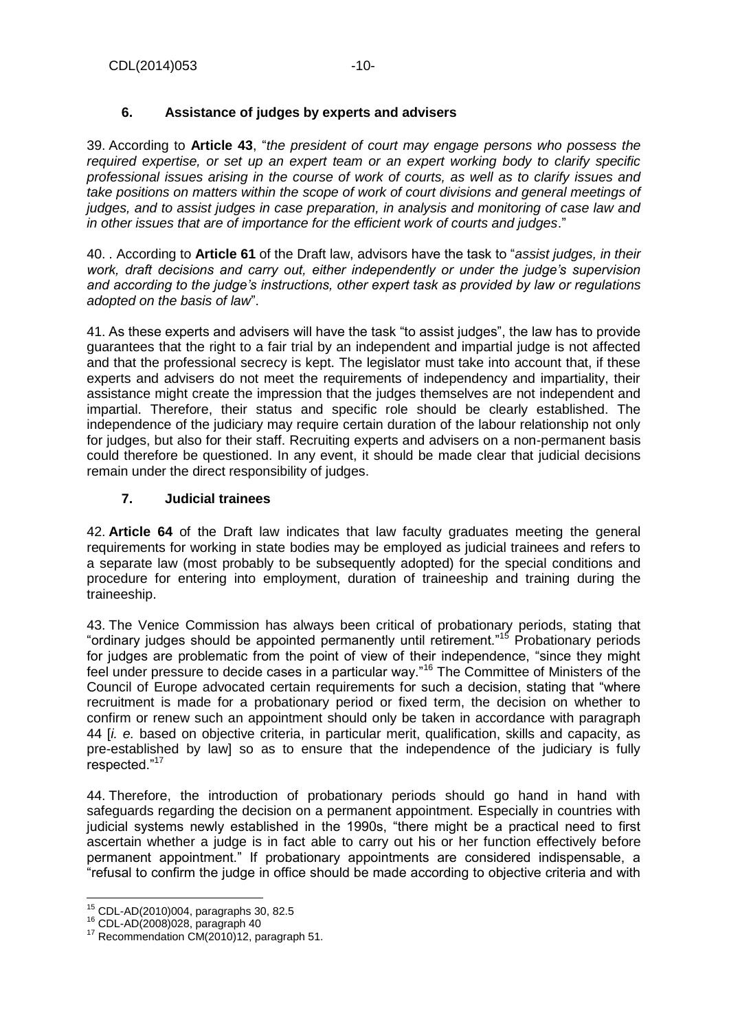## 6. Assistance of judges by experts and advisers

39. According to **Article 43**, "*the president of court may engage persons who possess the required expertise, or set up an expert team or an expert working body to clarify specific professional issues arising in the course of work of courts, as well as to clarify issues and take positions on matters within the scope of work of court divisions and general meetings of judges, and to assist judges in case preparation, in analysis and monitoring of case law and in other issues that are of importance for the efficient work of courts and judges*."

40. . According to **Article 61** of the Draft law, advisors have the task to "*assist judges, in their work, draft decisions and carry out, either independently or under the judge's supervision and according to the judge's instructions, other expert task as provided by law or regulations adopted on the basis of law*".

41. As these experts and advisers will have the task "to assist judges", the law has to provide guarantees that the right to a fair trial by an independent and impartial judge is not affected and that the professional secrecy is kept. The legislator must take into account that, if these experts and advisers do not meet the requirements of independency and impartiality, their assistance might create the impression that the judges themselves are not independent and impartial. Therefore, their status and specific role should be clearly established. The independence of the judiciary may require certain duration of the labour relationship not only for judges, but also for their staff. Recruiting experts and advisers on a non-permanent basis could therefore be questioned. In any event, it should be made clear that judicial decisions remain under the direct responsibility of judges.

## 7. Judicial trainees

42. **Article 64** of the Draft law indicates that law faculty graduates meeting the general requirements for working in state bodies may be employed as judicial trainees and refers to a separate law (most probably to be subsequently adopted) for the special conditions and procedure for entering into employment, duration of traineeship and training during the traineeship.

43. The Venice Commission has always been critical of probationary periods, stating that "ordinary judges should be appointed permanently until retirement."[15] Probationary periods for judges are problematic from the point of view of their independence, "since they might feel under pressure to decide cases in a particular way."[16] The Committee of Ministers of the Council of Europe advocated certain requirements for such a decision, stating that "where recruitment is made for a probationary period or fixed term, the decision on whether to confirm or renew such an appointment should only be taken in accordance with paragraph 44 [*i. e.* based on objective criteria, in particular merit, qualification, skills and capacity, as pre-established by law] so as to ensure that the independence of the judiciary is fully respected."[17]

44. Therefore, the introduction of probationary periods should go hand in hand with safeguards regarding the decision on a permanent appointment. Especially in countries with judicial systems newly established in the 1990s, "there might be a practical need to first ascertain whether a judge is in fact able to carry out his or her function effectively before permanent appointment." If probationary appointments are considered indispensable, a "refusal to confirm the judge in office should be made according to objective criteria and with

---

[15] CDL-AD(2010)004, paragraphs 30, 82.5

[16] CDL-AD(2008)028, paragraph 40

[17] Recommendation CM(2010)12, paragraph 51.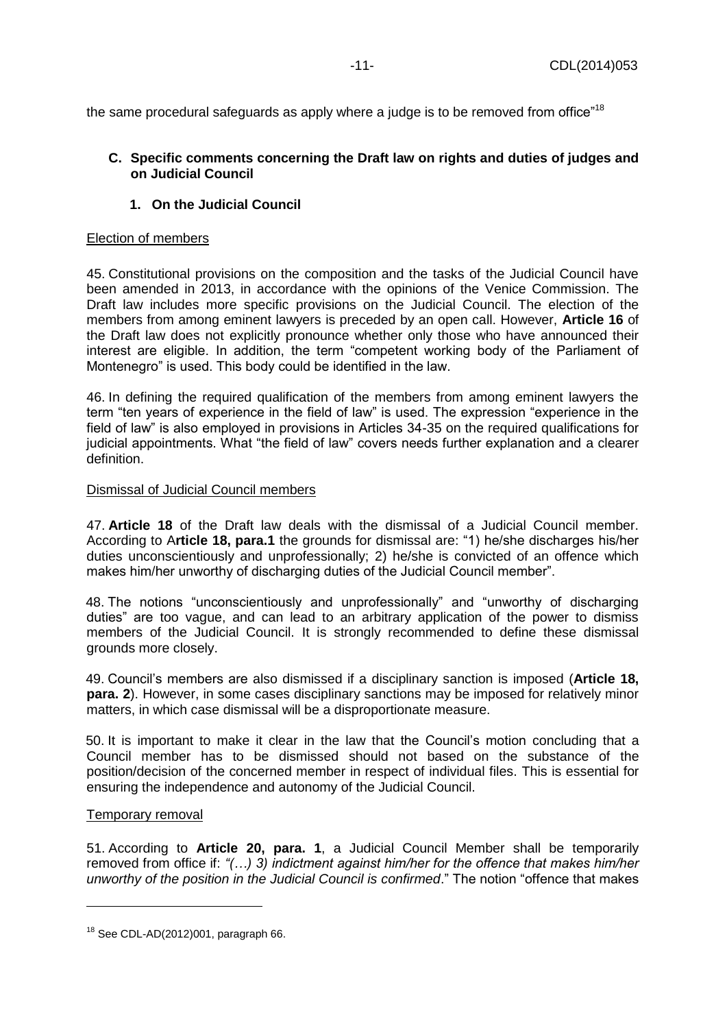the same procedural safeguards as apply where a judge is to be removed from office"[18]

### C. Specific comments concerning the Draft law on rights and duties of judges and on Judicial Council

#### 1. On the Judicial Council

Election of members

45. Constitutional provisions on the composition and the tasks of the Judicial Council have been amended in 2013, in accordance with the opinions of the Venice Commission. The Draft law includes more specific provisions on the Judicial Council. The election of the members from among eminent lawyers is preceded by an open call. However, **Article 16** of the Draft law does not explicitly pronounce whether only those who have announced their interest are eligible. In addition, the term "competent working body of the Parliament of Montenegro" is used. This body could be identified in the law.

46. In defining the required qualification of the members from among eminent lawyers the term "ten years of experience in the field of law" is used. The expression "experience in the field of law" is also employed in provisions in Articles 34-35 on the required qualifications for judicial appointments. What "the field of law" covers needs further explanation and a clearer definition.

Dismissal of Judicial Council members

47. **Article 18** of the Draft law deals with the dismissal of a Judicial Council member. According to A**rticle 18, para.1** the grounds for dismissal are: "1) he/she discharges his/her duties unconscientiously and unprofessionally; 2) he/she is convicted of an offence which makes him/her unworthy of discharging duties of the Judicial Council member".

48. The notions "unconscientiously and unprofessionally" and "unworthy of discharging duties" are too vague, and can lead to an arbitrary application of the power to dismiss members of the Judicial Council. It is strongly recommended to define these dismissal grounds more closely.

49. Council's members are also dismissed if a disciplinary sanction is imposed (**Article 18, para. 2**). However, in some cases disciplinary sanctions may be imposed for relatively minor matters, in which case dismissal will be a disproportionate measure.

50. It is important to make it clear in the law that the Council's motion concluding that a Council member has to be dismissed should not based on the substance of the position/decision of the concerned member in respect of individual files. This is essential for ensuring the independence and autonomy of the Judicial Council.

Temporary removal

51. According to **Article 20, para. 1**, a Judicial Council Member shall be temporarily removed from office if: *"(…) 3) indictment against him/her for the offence that makes him/her unworthy of the position in the Judicial Council is confirmed*." The notion "offence that makes

[18] See CDL-AD(2012)001, paragraph 66.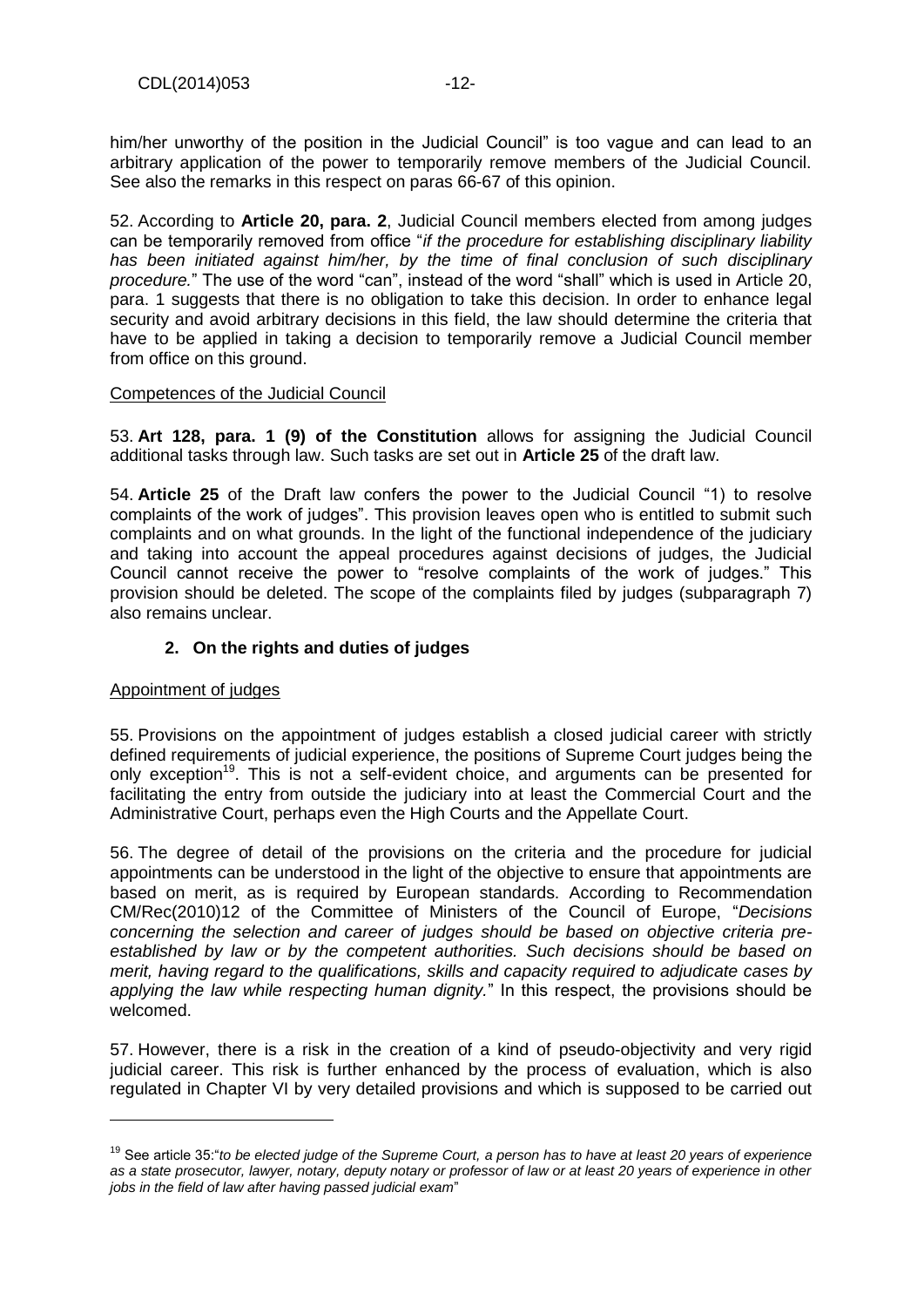him/her unworthy of the position in the Judicial Council" is too vague and can lead to an arbitrary application of the power to temporarily remove members of the Judicial Council. See also the remarks in this respect on paras 66-67 of this opinion.

52. According to **Article 20, para. 2**, Judicial Council members elected from among judges can be temporarily removed from office "*if the procedure for establishing disciplinary liability has been initiated against him/her, by the time of final conclusion of such disciplinary procedure.*" The use of the word "can", instead of the word "shall" which is used in Article 20, para. 1 suggests that there is no obligation to take this decision. In order to enhance legal security and avoid arbitrary decisions in this field, the law should determine the criteria that have to be applied in taking a decision to temporarily remove a Judicial Council member from office on this ground.

Competences of the Judicial Council

53. **Art 128, para. 1 (9) of the Constitution** allows for assigning the Judicial Council additional tasks through law. Such tasks are set out in **Article 25** of the draft law.

54. **Article 25** of the Draft law confers the power to the Judicial Council "1) to resolve complaints of the work of judges". This provision leaves open who is entitled to submit such complaints and on what grounds. In the light of the functional independence of the judiciary and taking into account the appeal procedures against decisions of judges, the Judicial Council cannot receive the power to "resolve complaints of the work of judges." This provision should be deleted. The scope of the complaints filed by judges (subparagraph 7) also remains unclear.

## 2. On the rights and duties of judges

Appointment of judges

55. Provisions on the appointment of judges establish a closed judicial career with strictly defined requirements of judicial experience, the positions of Supreme Court judges being the only exception[19]. This is not a self-evident choice, and arguments can be presented for facilitating the entry from outside the judiciary into at least the Commercial Court and the Administrative Court, perhaps even the High Courts and the Appellate Court.

56. The degree of detail of the provisions on the criteria and the procedure for judicial appointments can be understood in the light of the objective to ensure that appointments are based on merit, as is required by European standards. According to Recommendation CM/Rec(2010)12 of the Committee of Ministers of the Council of Europe, "*Decisions concerning the selection and career of judges should be based on objective criteria pre-established by law or by the competent authorities. Such decisions should be based on merit, having regard to the qualifications, skills and capacity required to adjudicate cases by applying the law while respecting human dignity.*" In this respect, the provisions should be welcomed.

57. However, there is a risk in the creation of a kind of pseudo-objectivity and very rigid judicial career. This risk is further enhanced by the process of evaluation, which is also regulated in Chapter VI by very detailed provisions and which is supposed to be carried out

[19] See article 35:"*to be elected judge of the Supreme Court, a person has to have at least 20 years of experience as a state prosecutor, lawyer, notary, deputy notary or professor of law or at least 20 years of experience in other jobs in the field of law after having passed judicial exam*"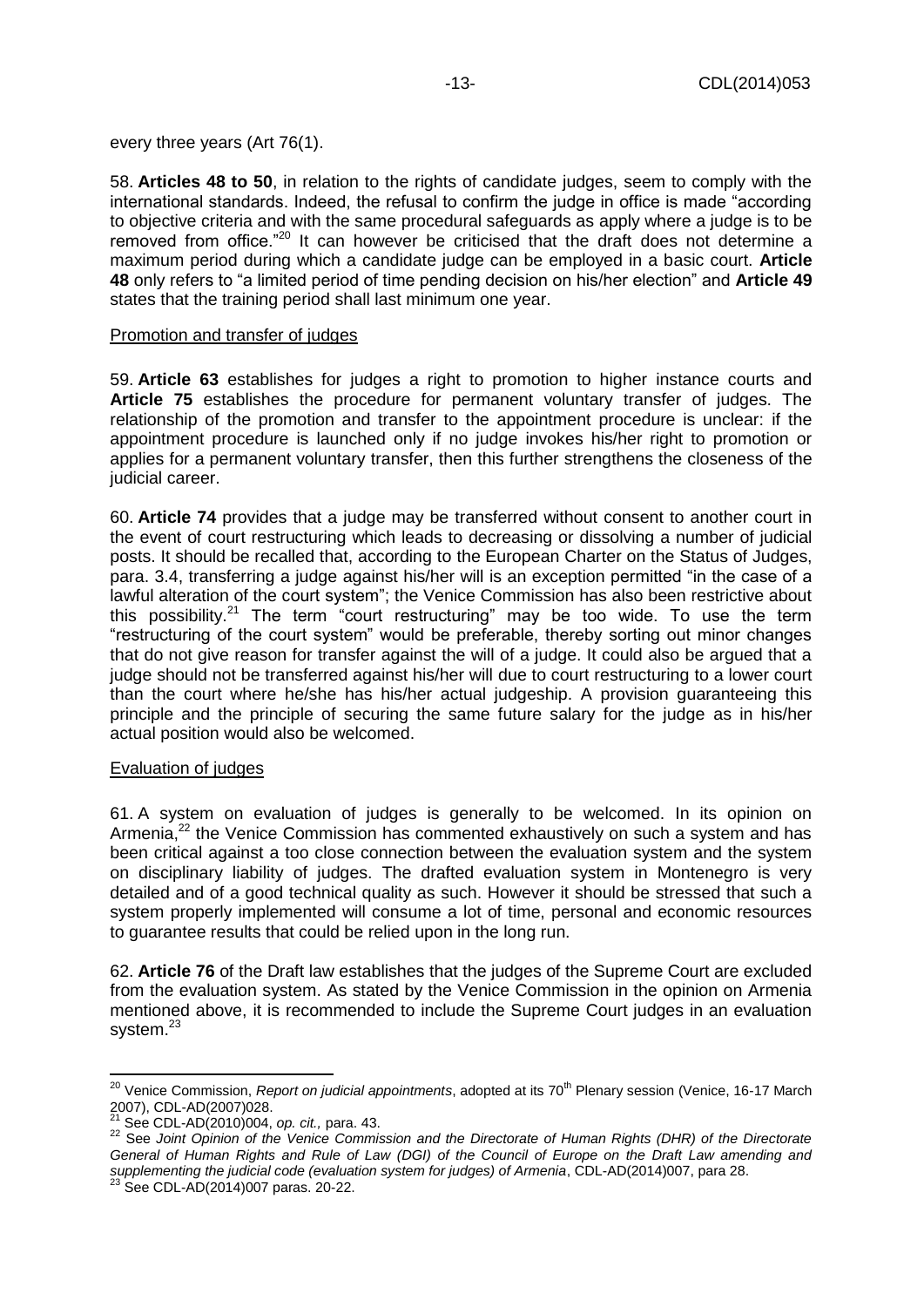every three years (Art 76(1).

58. **Articles 48 to 50**, in relation to the rights of candidate judges, seem to comply with the international standards. Indeed, the refusal to confirm the judge in office is made "according to objective criteria and with the same procedural safeguards as apply where a judge is to be removed from office."[20] It can however be criticised that the draft does not determine a maximum period during which a candidate judge can be employed in a basic court. **Article 48** only refers to "a limited period of time pending decision on his/her election" and **Article 49** states that the training period shall last minimum one year.

Promotion and transfer of judges

59. **Article 63** establishes for judges a right to promotion to higher instance courts and **Article 75** establishes the procedure for permanent voluntary transfer of judges. The relationship of the promotion and transfer to the appointment procedure is unclear: if the appointment procedure is launched only if no judge invokes his/her right to promotion or applies for a permanent voluntary transfer, then this further strengthens the closeness of the judicial career.

60. **Article 74** provides that a judge may be transferred without consent to another court in the event of court restructuring which leads to decreasing or dissolving a number of judicial posts. It should be recalled that, according to the European Charter on the Status of Judges, para. 3.4, transferring a judge against his/her will is an exception permitted "in the case of a lawful alteration of the court system"; the Venice Commission has also been restrictive about this possibility.[21] The term "court restructuring" may be too wide. To use the term "restructuring of the court system" would be preferable, thereby sorting out minor changes that do not give reason for transfer against the will of a judge. It could also be argued that a judge should not be transferred against his/her will due to court restructuring to a lower court than the court where he/she has his/her actual judgeship. A provision guaranteeing this principle and the principle of securing the same future salary for the judge as in his/her actual position would also be welcomed.

Evaluation of judges

61. A system on evaluation of judges is generally to be welcomed. In its opinion on Armenia,[22] the Venice Commission has commented exhaustively on such a system and has been critical against a too close connection between the evaluation system and the system on disciplinary liability of judges. The drafted evaluation system in Montenegro is very detailed and of a good technical quality as such. However it should be stressed that such a system properly implemented will consume a lot of time, personal and economic resources to guarantee results that could be relied upon in the long run.

62. **Article 76** of the Draft law establishes that the judges of the Supreme Court are excluded from the evaluation system. As stated by the Venice Commission in the opinion on Armenia mentioned above, it is recommended to include the Supreme Court judges in an evaluation system.[23]

---

[20] Venice Commission, *Report on judicial appointments*, adopted at its 70th Plenary session (Venice, 16-17 March 2007), CDL-AD(2007)028.

[21] See CDL-AD(2010)004, *op. cit.,* para. 43.

[22] See *Joint Opinion of the Venice Commission and the Directorate of Human Rights (DHR) of the Directorate General of Human Rights and Rule of Law (DGI) of the Council of Europe on the Draft Law amending and supplementing the judicial code (evaluation system for judges) of Armenia*, CDL-AD(2014)007, para 28.

[23] See CDL-AD(2014)007 paras. 20-22.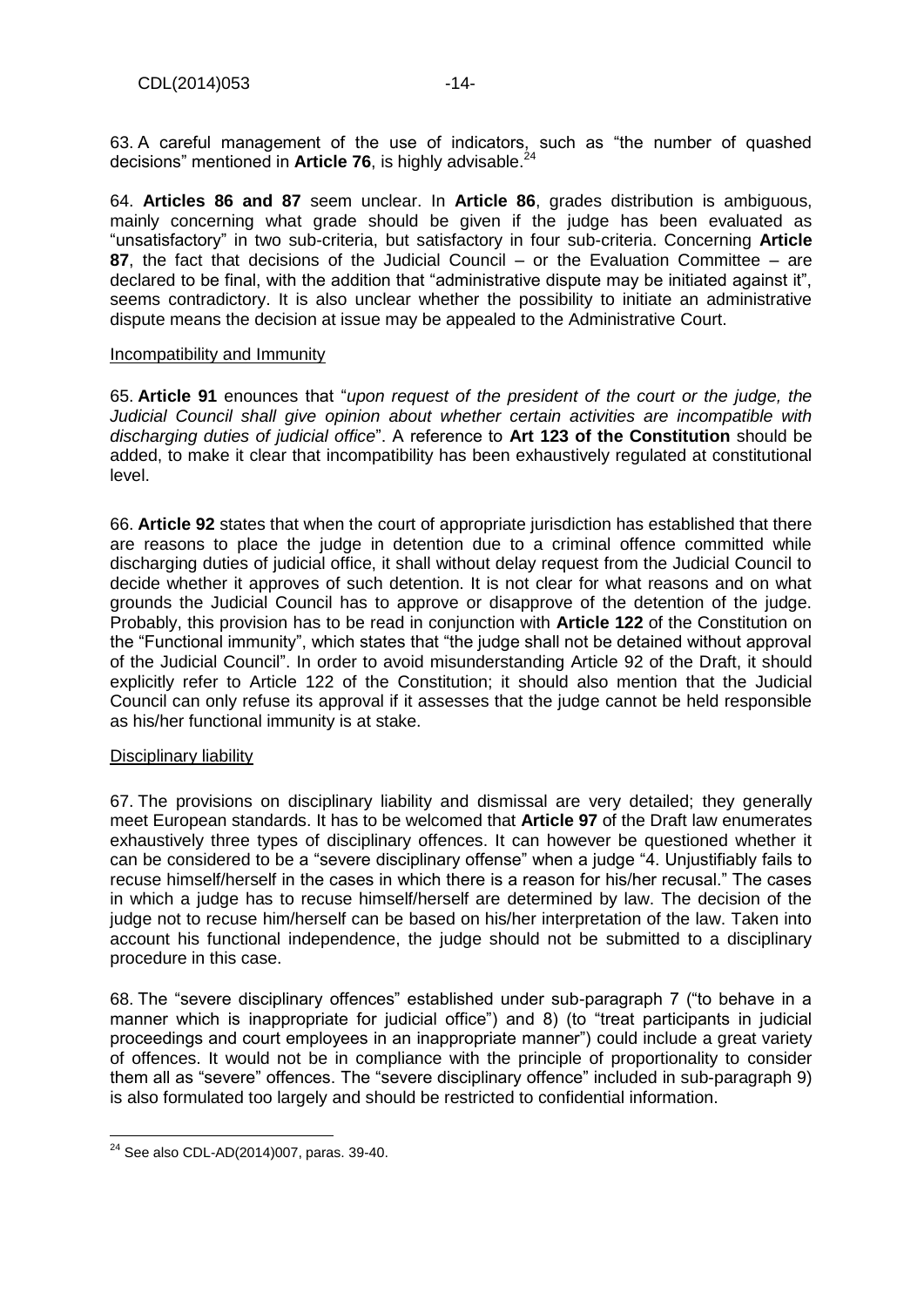63. A careful management of the use of indicators, such as "the number of quashed decisions" mentioned in **Article 76**, is highly advisable.[24]

64. **Articles 86 and 87** seem unclear. In **Article 86**, grades distribution is ambiguous, mainly concerning what grade should be given if the judge has been evaluated as "unsatisfactory" in two sub-criteria, but satisfactory in four sub-criteria. Concerning **Article 87**, the fact that decisions of the Judicial Council – or the Evaluation Committee – are declared to be final, with the addition that "administrative dispute may be initiated against it", seems contradictory. It is also unclear whether the possibility to initiate an administrative dispute means the decision at issue may be appealed to the Administrative Court.

Incompatibility and Immunity

65. **Article 91** enounces that "*upon request of the president of the court or the judge, the Judicial Council shall give opinion about whether certain activities are incompatible with discharging duties of judicial office*". A reference to **Art 123 of the Constitution** should be added, to make it clear that incompatibility has been exhaustively regulated at constitutional level.

66. **Article 92** states that when the court of appropriate jurisdiction has established that there are reasons to place the judge in detention due to a criminal offence committed while discharging duties of judicial office, it shall without delay request from the Judicial Council to decide whether it approves of such detention. It is not clear for what reasons and on what grounds the Judicial Council has to approve or disapprove of the detention of the judge. Probably, this provision has to be read in conjunction with **Article 122** of the Constitution on the "Functional immunity", which states that "the judge shall not be detained without approval of the Judicial Council". In order to avoid misunderstanding Article 92 of the Draft, it should explicitly refer to Article 122 of the Constitution; it should also mention that the Judicial Council can only refuse its approval if it assesses that the judge cannot be held responsible as his/her functional immunity is at stake.

Disciplinary liability

67. The provisions on disciplinary liability and dismissal are very detailed; they generally meet European standards. It has to be welcomed that **Article 97** of the Draft law enumerates exhaustively three types of disciplinary offences. It can however be questioned whether it can be considered to be a "severe disciplinary offense" when a judge "4. Unjustifiably fails to recuse himself/herself in the cases in which there is a reason for his/her recusal." The cases in which a judge has to recuse himself/herself are determined by law. The decision of the judge not to recuse him/herself can be based on his/her interpretation of the law. Taken into account his functional independence, the judge should not be submitted to a disciplinary procedure in this case.

68. The "severe disciplinary offences" established under sub-paragraph 7 ("to behave in a manner which is inappropriate for judicial office") and 8) (to "treat participants in judicial proceedings and court employees in an inappropriate manner") could include a great variety of offences. It would not be in compliance with the principle of proportionality to consider them all as "severe" offences. The "severe disciplinary offence" included in sub-paragraph 9) is also formulated too largely and should be restricted to confidential information.

[24] See also CDL-AD(2014)007, paras. 39-40.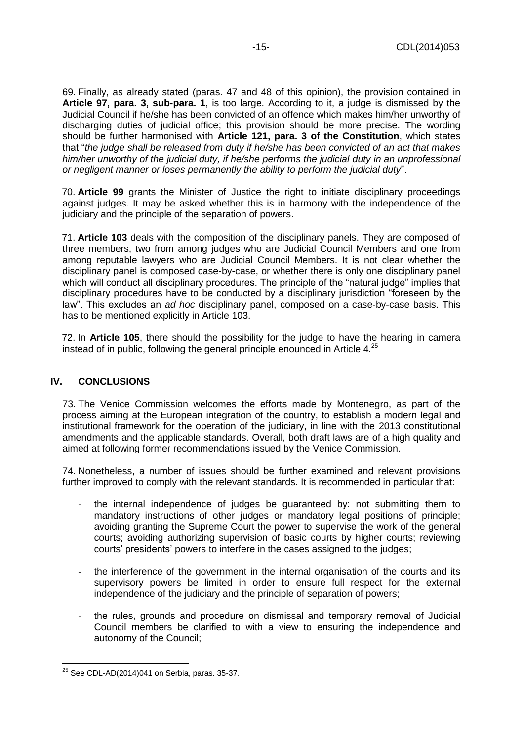69. Finally, as already stated (paras. 47 and 48 of this opinion), the provision contained in **Article 97, para. 3, sub-para. 1**, is too large. According to it, a judge is dismissed by the Judicial Council if he/she has been convicted of an offence which makes him/her unworthy of discharging duties of judicial office; this provision should be more precise. The wording should be further harmonised with **Article 121, para. 3 of the Constitution**, which states that "*the judge shall be released from duty if he/she has been convicted of an act that makes him/her unworthy of the judicial duty, if he/she performs the judicial duty in an unprofessional or negligent manner or loses permanently the ability to perform the judicial duty*".

70. **Article 99** grants the Minister of Justice the right to initiate disciplinary proceedings against judges. It may be asked whether this is in harmony with the independence of the judiciary and the principle of the separation of powers.

71. **Article 103** deals with the composition of the disciplinary panels. They are composed of three members, two from among judges who are Judicial Council Members and one from among reputable lawyers who are Judicial Council Members. It is not clear whether the disciplinary panel is composed case-by-case, or whether there is only one disciplinary panel which will conduct all disciplinary procedures. The principle of the "natural judge" implies that disciplinary procedures have to be conducted by a disciplinary jurisdiction "foreseen by the law". This excludes an *ad hoc* disciplinary panel, composed on a case-by-case basis. This has to be mentioned explicitly in Article 103.

72. In **Article 105**, there should the possibility for the judge to have the hearing in camera instead of in public, following the general principle enounced in Article 4.[25]

## IV. CONCLUSIONS

73. The Venice Commission welcomes the efforts made by Montenegro, as part of the process aiming at the European integration of the country, to establish a modern legal and institutional framework for the operation of the judiciary, in line with the 2013 constitutional amendments and the applicable standards. Overall, both draft laws are of a high quality and aimed at following former recommendations issued by the Venice Commission.

74. Nonetheless, a number of issues should be further examined and relevant provisions further improved to comply with the relevant standards. It is recommended in particular that:

- the internal independence of judges be guaranteed by: not submitting them to mandatory instructions of other judges or mandatory legal positions of principle; avoiding granting the Supreme Court the power to supervise the work of the general courts; avoiding authorizing supervision of basic courts by higher courts; reviewing courts' presidents' powers to interfere in the cases assigned to the judges;
- the interference of the government in the internal organisation of the courts and its supervisory powers be limited in order to ensure full respect for the external independence of the judiciary and the principle of separation of powers;
- the rules, grounds and procedure on dismissal and temporary removal of Judicial Council members be clarified to with a view to ensuring the independence and autonomy of the Council;

[25] See CDL-AD(2014)041 on Serbia, paras. 35-37.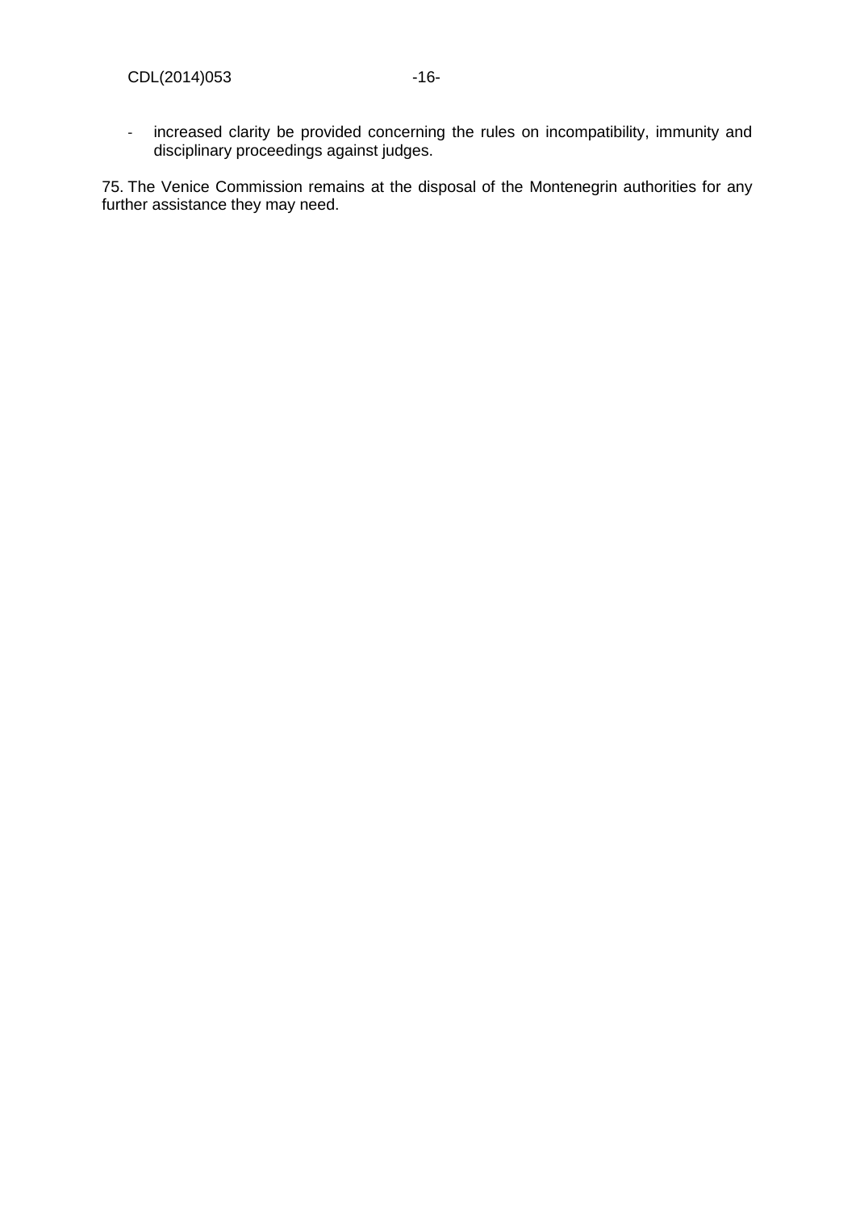- increased clarity be provided concerning the rules on incompatibility, immunity and disciplinary proceedings against judges.

75. The Venice Commission remains at the disposal of the Montenegrin authorities for any further assistance they may need.